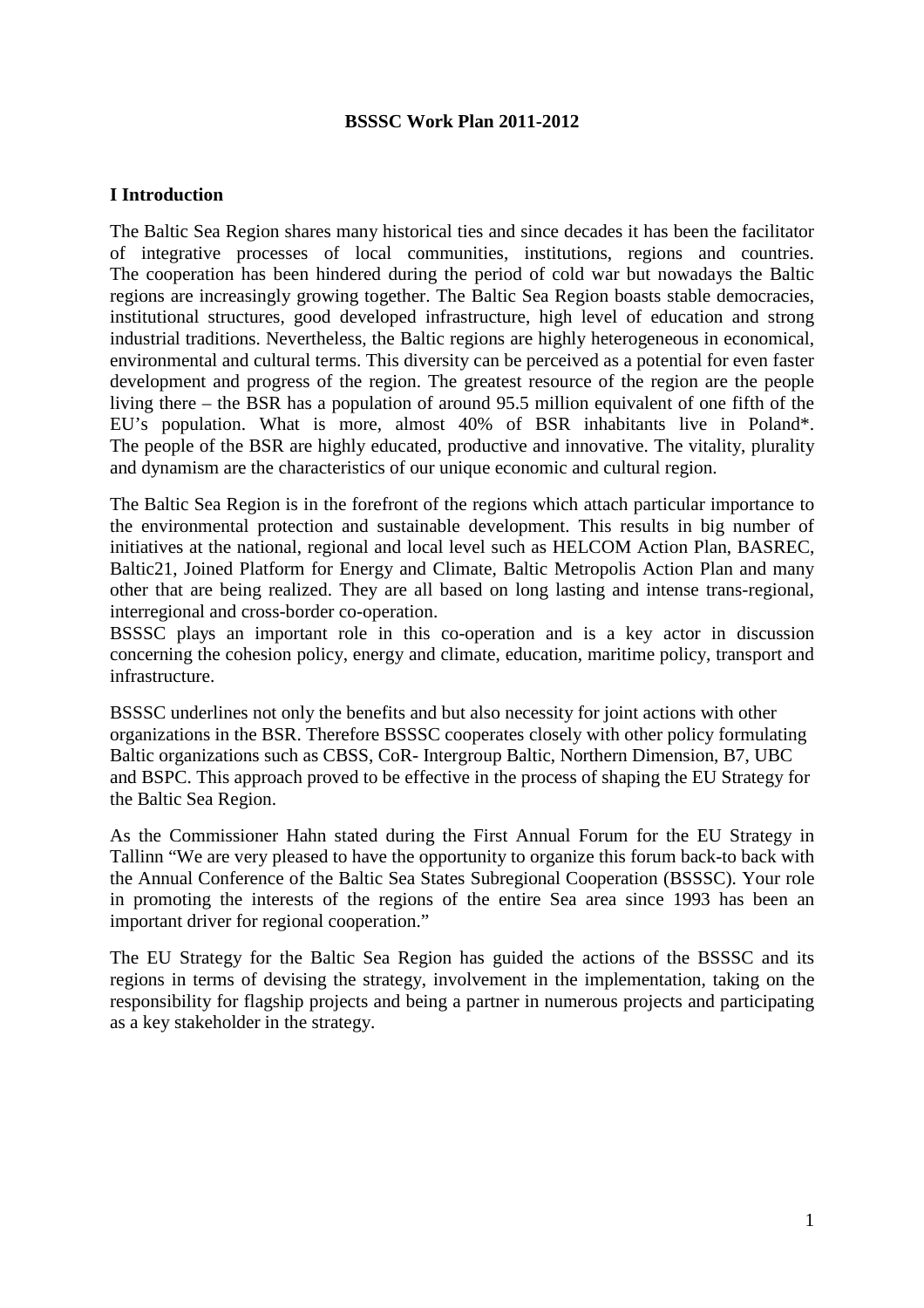**BSSSC Work Plan 2011-2012**

## I Introduction

The Baltic Sea Region shares many historical ties and since decades it has been the facilitator of integrative processes of local communities, institutions, regions and countries. The cooperation has been hindered during the period of cold war but nowadays the Baltic regions are increasingly growing together. The Baltic Sea Region boasts stable democracies, institutional structures, good developed infrastructure, high level of education and strong industrial traditions. Nevertheless, the Baltic regions are highly heterogeneous in economical, environmental and cultural terms. This diversity can be perceived as a potential for even faster development and progress of the region. The greatest resource of the region are the people living there – the BSR has a population of around 95.5 million equivalent of one fifth of the EU's population. What is more, almost 40% of BSR inhabitants live in Poland*. The people of the BSR are highly educated, productive and innovative. The vitality, plurality and dynamism are the characteristics of our unique economic and cultural region.

The Baltic Sea Region is in the forefront of the regions which attach particular importance to the environmental protection and sustainable development. This results in big number of initiatives at the national, regional and local level such as HELCOM Action Plan, BASREC, Baltic21, Joined Platform for Energy and Climate, Baltic Metropolis Action Plan and many other that are being realized. They are all based on long lasting and intense trans-regional, interregional and cross-border co-operation.
BSSSC plays an important role in this co-operation and is a key actor in discussion concerning the cohesion policy, energy and climate, education, maritime policy, transport and infrastructure.

BSSSC underlines not only the benefits and but also necessity for joint actions with other organizations in the BSR. Therefore BSSSC cooperates closely with other policy formulating Baltic organizations such as CBSS, CoR- Intergroup Baltic, Northern Dimension, B7, UBC and BSPC. This approach proved to be effective in the process of shaping the EU Strategy for the Baltic Sea Region.

As the Commissioner Hahn stated during the First Annual Forum for the EU Strategy in Tallinn "We are very pleased to have the opportunity to organize this forum back-to back with the Annual Conference of the Baltic Sea States Subregional Cooperation (BSSSC). Your role in promoting the interests of the regions of the entire Sea area since 1993 has been an important driver for regional cooperation."

The EU Strategy for the Baltic Sea Region has guided the actions of the BSSSC and its regions in terms of devising the strategy, involvement in the implementation, taking on the responsibility for flagship projects and being a partner in numerous projects and participating as a key stakeholder in the strategy.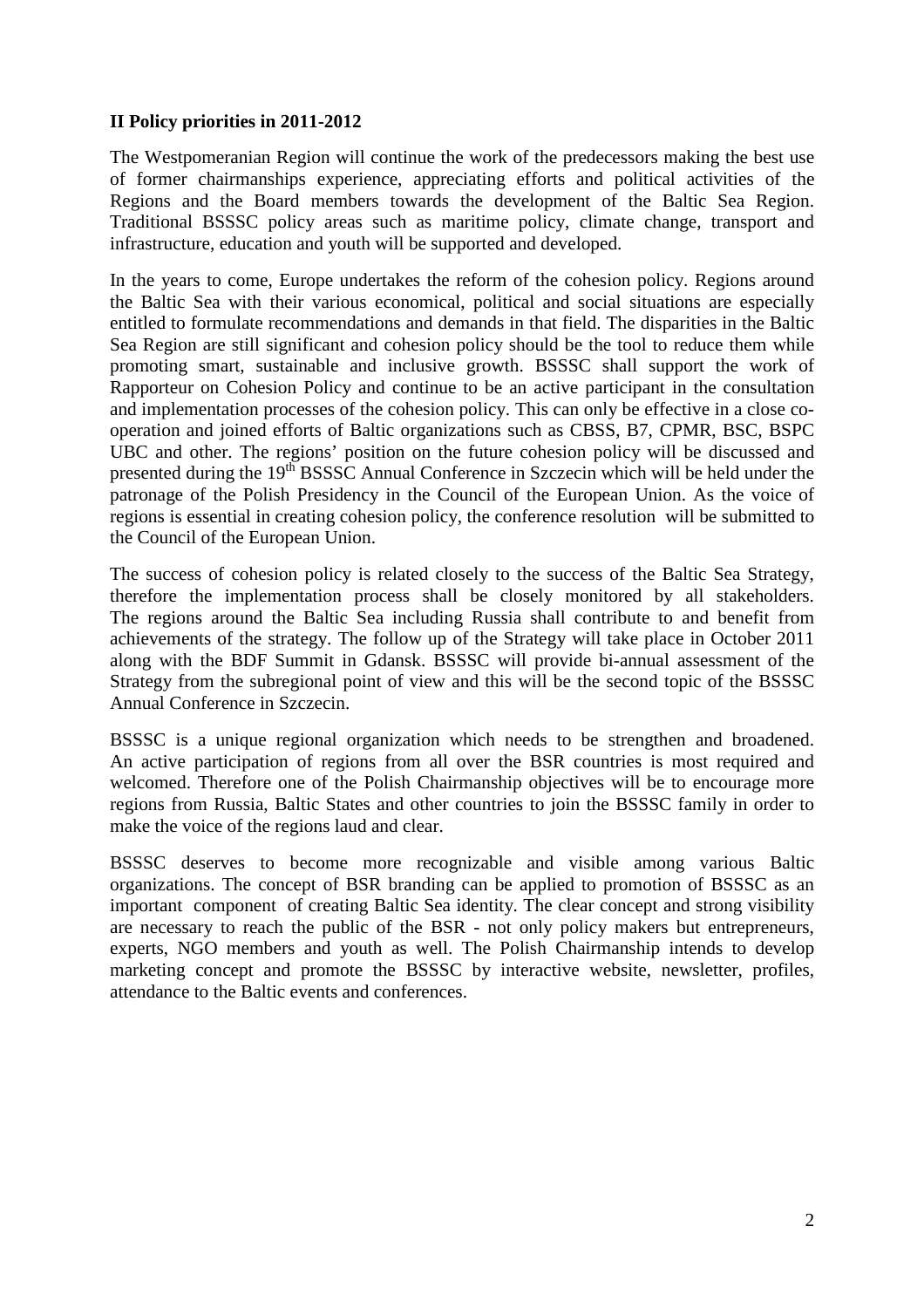## II Policy priorities in 2011-2012

The Westpomeranian Region will continue the work of the predecessors making the best use of former chairmanships experience, appreciating efforts and political activities of the Regions and the Board members towards the development of the Baltic Sea Region. Traditional BSSSC policy areas such as maritime policy, climate change, transport and infrastructure, education and youth will be supported and developed.

In the years to come, Europe undertakes the reform of the cohesion policy. Regions around the Baltic Sea with their various economical, political and social situations are especially entitled to formulate recommendations and demands in that field. The disparities in the Baltic Sea Region are still significant and cohesion policy should be the tool to reduce them while promoting smart, sustainable and inclusive growth. BSSSC shall support the work of Rapporteur on Cohesion Policy and continue to be an active participant in the consultation and implementation processes of the cohesion policy. This can only be effective in a close co-operation and joined efforts of Baltic organizations such as CBSS, B7, CPMR, BSC, BSPC UBC and other. The regions' position on the future cohesion policy will be discussed and presented during the 19th BSSSC Annual Conference in Szczecin which will be held under the patronage of the Polish Presidency in the Council of the European Union. As the voice of regions is essential in creating cohesion policy, the conference resolution will be submitted to the Council of the European Union.

The success of cohesion policy is related closely to the success of the Baltic Sea Strategy, therefore the implementation process shall be closely monitored by all stakeholders. The regions around the Baltic Sea including Russia shall contribute to and benefit from achievements of the strategy. The follow up of the Strategy will take place in October 2011 along with the BDF Summit in Gdansk. BSSSC will provide bi-annual assessment of the Strategy from the subregional point of view and this will be the second topic of the BSSSC Annual Conference in Szczecin.

BSSSC is a unique regional organization which needs to be strengthen and broadened. An active participation of regions from all over the BSR countries is most required and welcomed. Therefore one of the Polish Chairmanship objectives will be to encourage more regions from Russia, Baltic States and other countries to join the BSSSC family in order to make the voice of the regions laud and clear.

BSSSC deserves to become more recognizable and visible among various Baltic organizations. The concept of BSR branding can be applied to promotion of BSSSC as an important component of creating Baltic Sea identity. The clear concept and strong visibility are necessary to reach the public of the BSR - not only policy makers but entrepreneurs, experts, NGO members and youth as well. The Polish Chairmanship intends to develop marketing concept and promote the BSSSC by interactive website, newsletter, profiles, attendance to the Baltic events and conferences.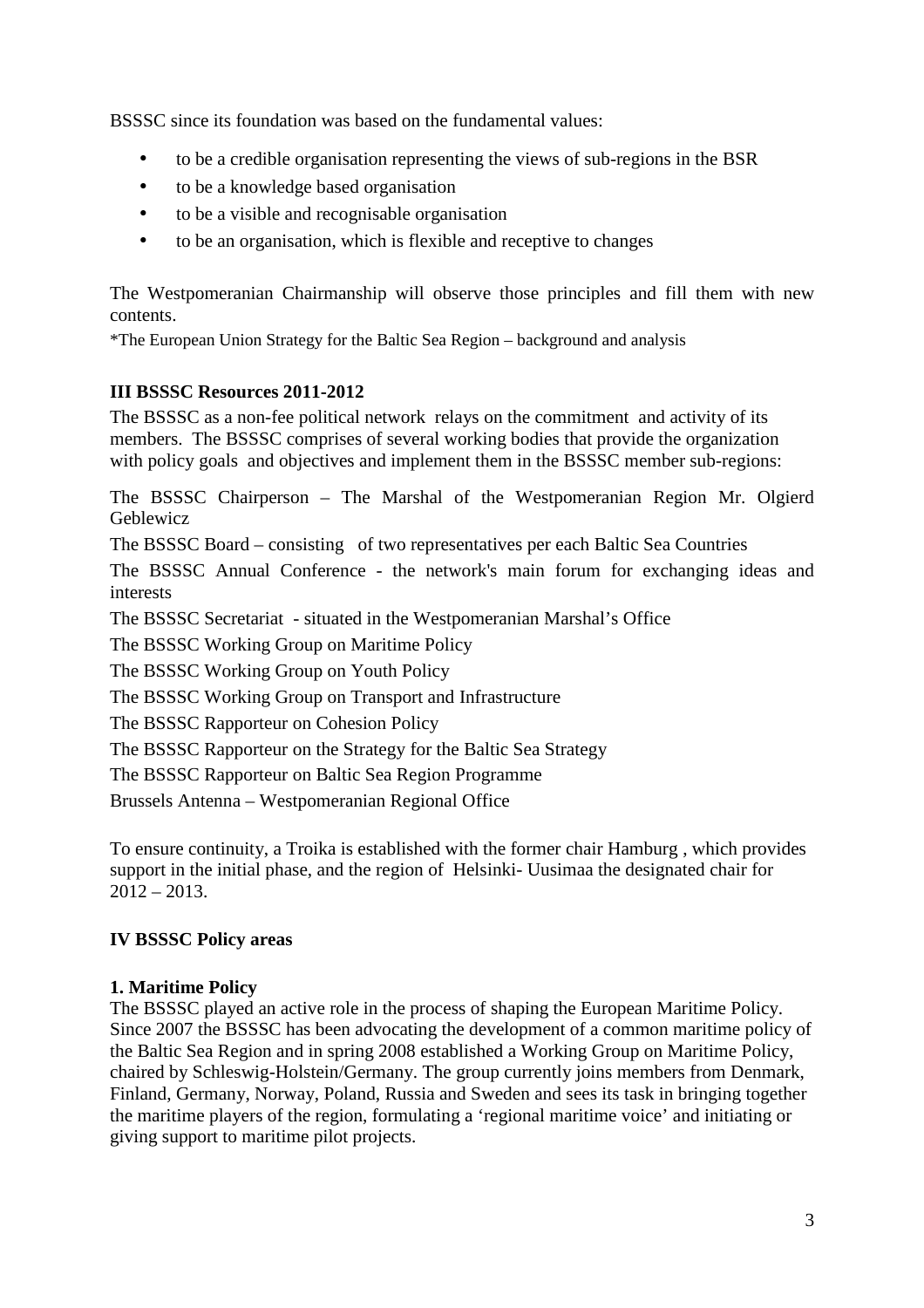BSSSC since its foundation was based on the fundamental values:

- to be a credible organisation representing the views of sub-regions in the BSR
- to be a knowledge based organisation
- to be a visible and recognisable organisation
- to be an organisation, which is flexible and receptive to changes

The Westpomeranian Chairmanship will observe those principles and fill them with new contents.

*The European Union Strategy for the Baltic Sea Region – background and analysis

## III BSSSC Resources 2011-2012

The BSSSC as a non-fee political network relays on the commitment and activity of its members. The BSSSC comprises of several working bodies that provide the organization with policy goals and objectives and implement them in the BSSSC member sub-regions:

The BSSSC Chairperson – The Marshal of the Westpomeranian Region Mr. Olgierd Geblewicz

The BSSSC Board – consisting of two representatives per each Baltic Sea Countries

The BSSSC Annual Conference - the network's main forum for exchanging ideas and interests

The BSSSC Secretariat - situated in the Westpomeranian Marshal's Office

The BSSSC Working Group on Maritime Policy

The BSSSC Working Group on Youth Policy

The BSSSC Working Group on Transport and Infrastructure

The BSSSC Rapporteur on Cohesion Policy

The BSSSC Rapporteur on the Strategy for the Baltic Sea Strategy

The BSSSC Rapporteur on Baltic Sea Region Programme

Brussels Antenna – Westpomeranian Regional Office

To ensure continuity, a Troika is established with the former chair Hamburg , which provides support in the initial phase, and the region of Helsinki- Uusimaa the designated chair for 2012 – 2013.

## IV BSSSC Policy areas

### 1. Maritime Policy

The BSSSC played an active role in the process of shaping the European Maritime Policy. Since 2007 the BSSSC has been advocating the development of a common maritime policy of the Baltic Sea Region and in spring 2008 established a Working Group on Maritime Policy, chaired by Schleswig-Holstein/Germany. The group currently joins members from Denmark, Finland, Germany, Norway, Poland, Russia and Sweden and sees its task in bringing together the maritime players of the region, formulating a 'regional maritime voice' and initiating or giving support to maritime pilot projects.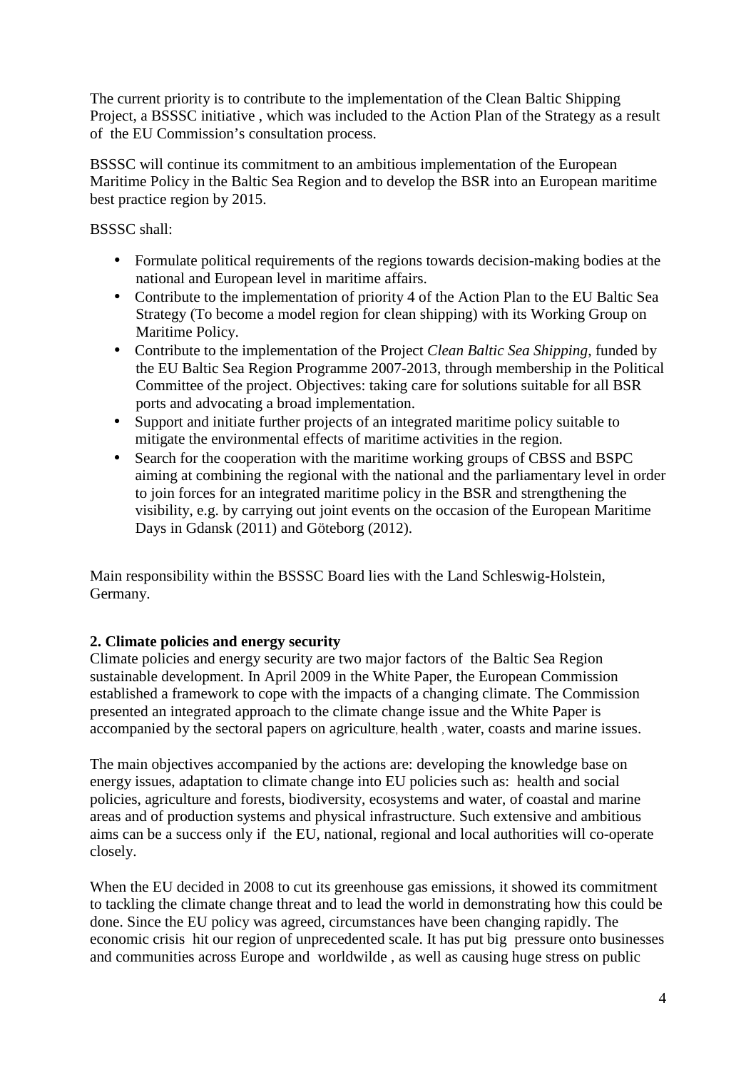The current priority is to contribute to the implementation of the Clean Baltic Shipping Project, a BSSSC initiative , which was included to the Action Plan of the Strategy as a result of the EU Commission's consultation process.

BSSSC will continue its commitment to an ambitious implementation of the European Maritime Policy in the Baltic Sea Region and to develop the BSR into an European maritime best practice region by 2015.

BSSSC shall:

- Formulate political requirements of the regions towards decision-making bodies at the national and European level in maritime affairs.
- Contribute to the implementation of priority 4 of the Action Plan to the EU Baltic Sea Strategy (To become a model region for clean shipping) with its Working Group on Maritime Policy.
- Contribute to the implementation of the Project *Clean Baltic Sea Shipping*, funded by the EU Baltic Sea Region Programme 2007-2013, through membership in the Political Committee of the project. Objectives: taking care for solutions suitable for all BSR ports and advocating a broad implementation.
- Support and initiate further projects of an integrated maritime policy suitable to mitigate the environmental effects of maritime activities in the region.
- Search for the cooperation with the maritime working groups of CBSS and BSPC aiming at combining the regional with the national and the parliamentary level in order to join forces for an integrated maritime policy in the BSR and strengthening the visibility, e.g. by carrying out joint events on the occasion of the European Maritime Days in Gdansk (2011) and Göteborg (2012).

Main responsibility within the BSSSC Board lies with the Land Schleswig-Holstein, Germany.

**2. Climate policies and energy security**

Climate policies and energy security are two major factors of the Baltic Sea Region sustainable development. In April 2009 in the White Paper, the European Commission established a framework to cope with the impacts of a changing climate. The Commission presented an integrated approach to the climate change issue and the White Paper is accompanied by the sectoral papers on agriculture, health , water, coasts and marine issues.

The main objectives accompanied by the actions are: developing the knowledge base on energy issues, adaptation to climate change into EU policies such as: health and social policies, agriculture and forests, biodiversity, ecosystems and water, of coastal and marine areas and of production systems and physical infrastructure. Such extensive and ambitious aims can be a success only if the EU, national, regional and local authorities will co-operate closely.

When the EU decided in 2008 to cut its greenhouse gas emissions, it showed its commitment to tackling the climate change threat and to lead the world in demonstrating how this could be done. Since the EU policy was agreed, circumstances have been changing rapidly. The economic crisis hit our region of unprecedented scale. It has put big pressure onto businesses and communities across Europe and worldwilde , as well as causing huge stress on public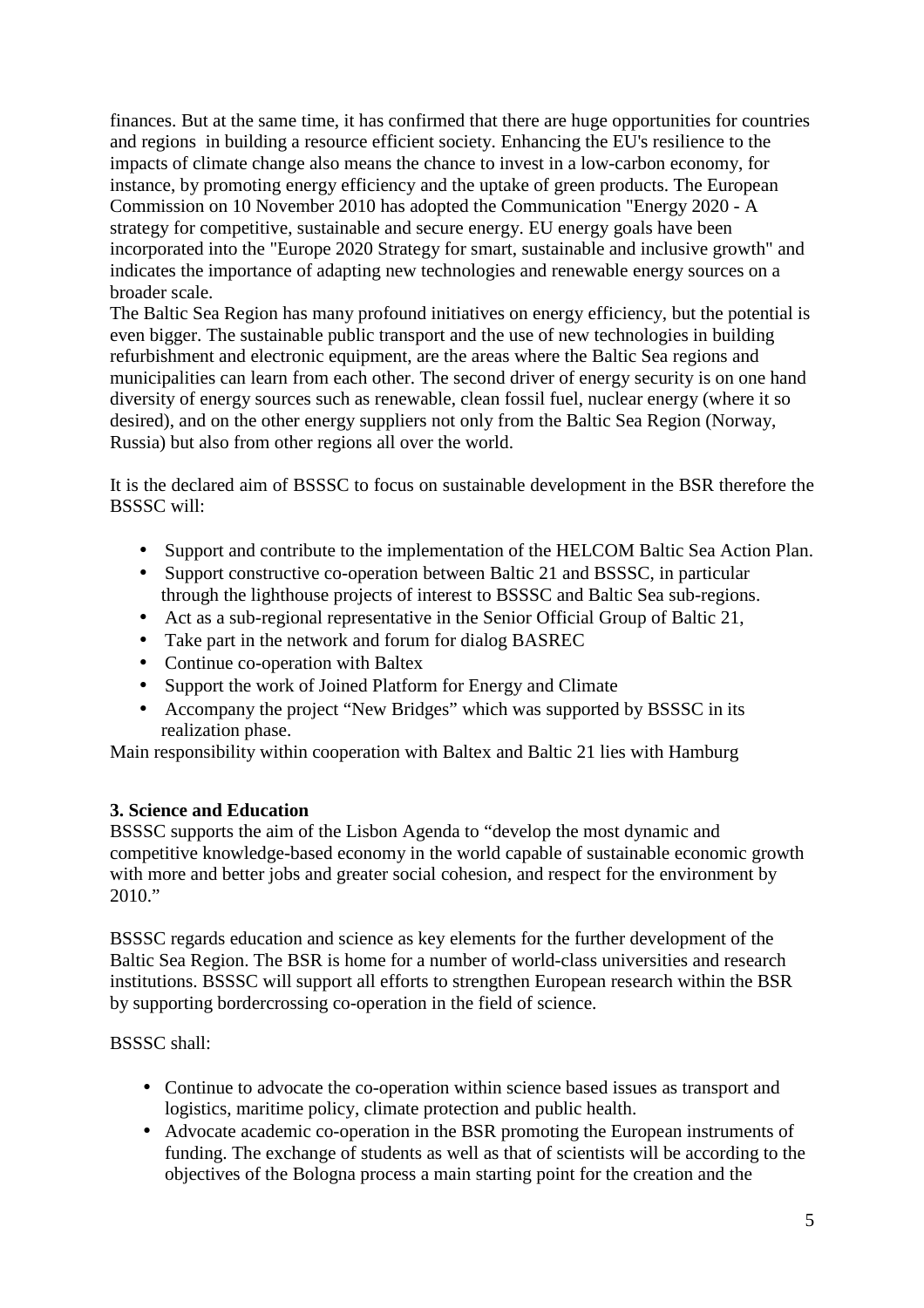finances. But at the same time, it has confirmed that there are huge opportunities for countries and regions in building a resource efficient society. Enhancing the EU's resilience to the impacts of climate change also means the chance to invest in a low-carbon economy, for instance, by promoting energy efficiency and the uptake of green products. The European Commission on 10 November 2010 has adopted the Communication "Energy 2020 - A strategy for competitive, sustainable and secure energy. EU energy goals have been incorporated into the "Europe 2020 Strategy for smart, sustainable and inclusive growth" and indicates the importance of adapting new technologies and renewable energy sources on a broader scale.
The Baltic Sea Region has many profound initiatives on energy efficiency, but the potential is even bigger. The sustainable public transport and the use of new technologies in building refurbishment and electronic equipment, are the areas where the Baltic Sea regions and municipalities can learn from each other. The second driver of energy security is on one hand diversity of energy sources such as renewable, clean fossil fuel, nuclear energy (where it so desired), and on the other energy suppliers not only from the Baltic Sea Region (Norway, Russia) but also from other regions all over the world.

It is the declared aim of BSSSC to focus on sustainable development in the BSR therefore the BSSSC will:

- Support and contribute to the implementation of the HELCOM Baltic Sea Action Plan.
- Support constructive co-operation between Baltic 21 and BSSSC, in particular through the lighthouse projects of interest to BSSSC and Baltic Sea sub-regions.
- Act as a sub-regional representative in the Senior Official Group of Baltic 21,
- Take part in the network and forum for dialog BASREC
- Continue co-operation with Baltex
- Support the work of Joined Platform for Energy and Climate
- Accompany the project "New Bridges" which was supported by BSSSC in its realization phase.

Main responsibility within cooperation with Baltex and Baltic 21 lies with Hamburg

**3. Science and Education**

BSSSC supports the aim of the Lisbon Agenda to "develop the most dynamic and competitive knowledge-based economy in the world capable of sustainable economic growth with more and better jobs and greater social cohesion, and respect for the environment by 2010."

BSSSC regards education and science as key elements for the further development of the Baltic Sea Region. The BSR is home for a number of world-class universities and research institutions. BSSSC will support all efforts to strengthen European research within the BSR by supporting bordercrossing co-operation in the field of science.

BSSSC shall:

- Continue to advocate the co-operation within science based issues as transport and logistics, maritime policy, climate protection and public health.
- Advocate academic co-operation in the BSR promoting the European instruments of funding. The exchange of students as well as that of scientists will be according to the objectives of the Bologna process a main starting point for the creation and the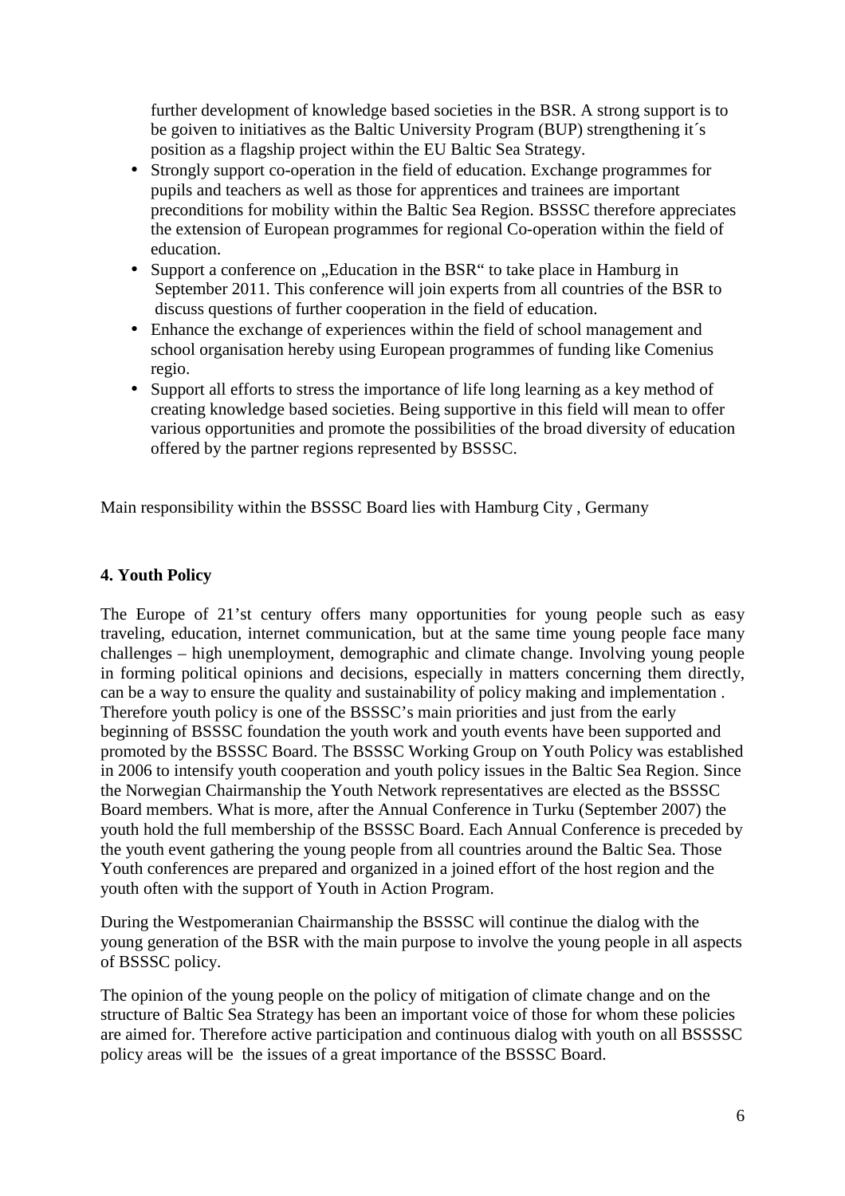further development of knowledge based societies in the BSR. A strong support is to be goiven to initiatives as the Baltic University Program (BUP) strengthening it´s position as a flagship project within the EU Baltic Sea Strategy.

- Strongly support co-operation in the field of education. Exchange programmes for pupils and teachers as well as those for apprentices and trainees are important preconditions for mobility within the Baltic Sea Region. BSSSC therefore appreciates the extension of European programmes for regional Co-operation within the field of education.
- Support a conference on „Education in the BSR" to take place in Hamburg in September 2011. This conference will join experts from all countries of the BSR to discuss questions of further cooperation in the field of education.
- Enhance the exchange of experiences within the field of school management and school organisation hereby using European programmes of funding like Comenius regio.
- Support all efforts to stress the importance of life long learning as a key method of creating knowledge based societies. Being supportive in this field will mean to offer various opportunities and promote the possibilities of the broad diversity of education offered by the partner regions represented by BSSSC.

Main responsibility within the BSSSC Board lies with Hamburg City , Germany

**4. Youth Policy**

The Europe of 21'st century offers many opportunities for young people such as easy traveling, education, internet communication, but at the same time young people face many challenges – high unemployment, demographic and climate change. Involving young people in forming political opinions and decisions, especially in matters concerning them directly, can be a way to ensure the quality and sustainability of policy making and implementation . Therefore youth policy is one of the BSSSC's main priorities and just from the early beginning of BSSSC foundation the youth work and youth events have been supported and promoted by the BSSSC Board. The BSSSC Working Group on Youth Policy was established in 2006 to intensify youth cooperation and youth policy issues in the Baltic Sea Region. Since the Norwegian Chairmanship the Youth Network representatives are elected as the BSSSC Board members. What is more, after the Annual Conference in Turku (September 2007) the youth hold the full membership of the BSSSC Board. Each Annual Conference is preceded by the youth event gathering the young people from all countries around the Baltic Sea. Those Youth conferences are prepared and organized in a joined effort of the host region and the youth often with the support of Youth in Action Program.

During the Westpomeranian Chairmanship the BSSSC will continue the dialog with the young generation of the BSR with the main purpose to involve the young people in all aspects of BSSSC policy.

The opinion of the young people on the policy of mitigation of climate change and on the structure of Baltic Sea Strategy has been an important voice of those for whom these policies are aimed for. Therefore active participation and continuous dialog with youth on all BSSSSC policy areas will be the issues of a great importance of the BSSSC Board.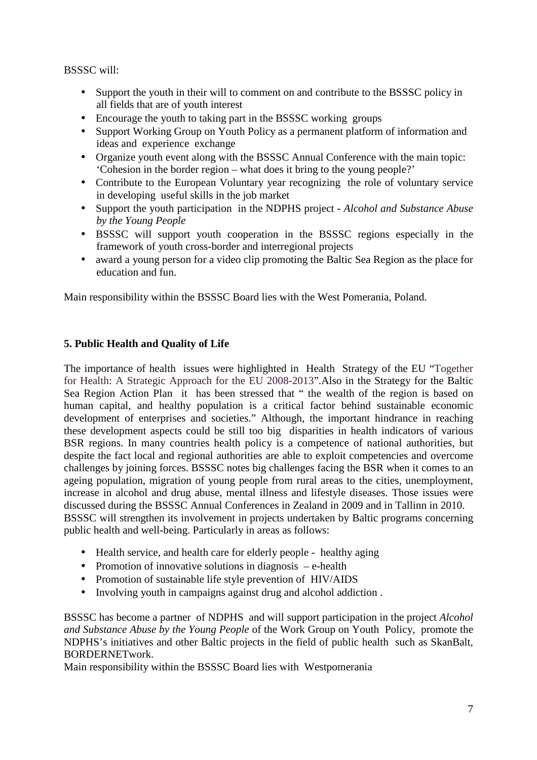BSSSC will:

- Support the youth in their will to comment on and contribute to the BSSSC policy in all fields that are of youth interest
- Encourage the youth to taking part in the BSSSC working groups
- Support Working Group on Youth Policy as a permanent platform of information and ideas and experience exchange
- Organize youth event along with the BSSSC Annual Conference with the main topic: 'Cohesion in the border region – what does it bring to the young people?'
- Contribute to the European Voluntary year recognizing the role of voluntary service in developing useful skills in the job market
- Support the youth participation in the NDPHS project - *Alcohol and Substance Abuse by the Young People*
- BSSSC will support youth cooperation in the BSSSC regions especially in the framework of youth cross-border and interregional projects
- award a young person for a video clip promoting the Baltic Sea Region as the place for education and fun.

Main responsibility within the BSSSC Board lies with the West Pomerania, Poland.

**5. Public Health and Quality of Life**

The importance of health issues were highlighted in Health Strategy of the EU "Together for Health: A Strategic Approach for the EU 2008-2013".Also in the Strategy for the Baltic Sea Region Action Plan it has been stressed that " the wealth of the region is based on human capital, and healthy population is a critical factor behind sustainable economic development of enterprises and societies." Although, the important hindrance in reaching these development aspects could be still too big disparities in health indicators of various BSR regions. In many countries health policy is a competence of national authorities, but despite the fact local and regional authorities are able to exploit competencies and overcome challenges by joining forces. BSSSC notes big challenges facing the BSR when it comes to an ageing population, migration of young people from rural areas to the cities, unemployment, increase in alcohol and drug abuse, mental illness and lifestyle diseases. Those issues were discussed during the BSSSC Annual Conferences in Zealand in 2009 and in Tallinn in 2010.
BSSSC will strengthen its involvement in projects undertaken by Baltic programs concerning public health and well-being. Particularly in areas as follows:

- Health service, and health care for elderly people - healthy aging
- Promotion of innovative solutions in diagnosis – e-health
- Promotion of sustainable life style prevention of HIV/AIDS
- Involving youth in campaigns against drug and alcohol addiction .

BSSSC has become a partner of NDPHS and will support participation in the project *Alcohol and Substance Abuse by the Young People* of the Work Group on Youth Policy, promote the NDPHS's initiatives and other Baltic projects in the field of public health such as SkanBalt, BORDERNETwork.
Main responsibility within the BSSSC Board lies with Westpomerania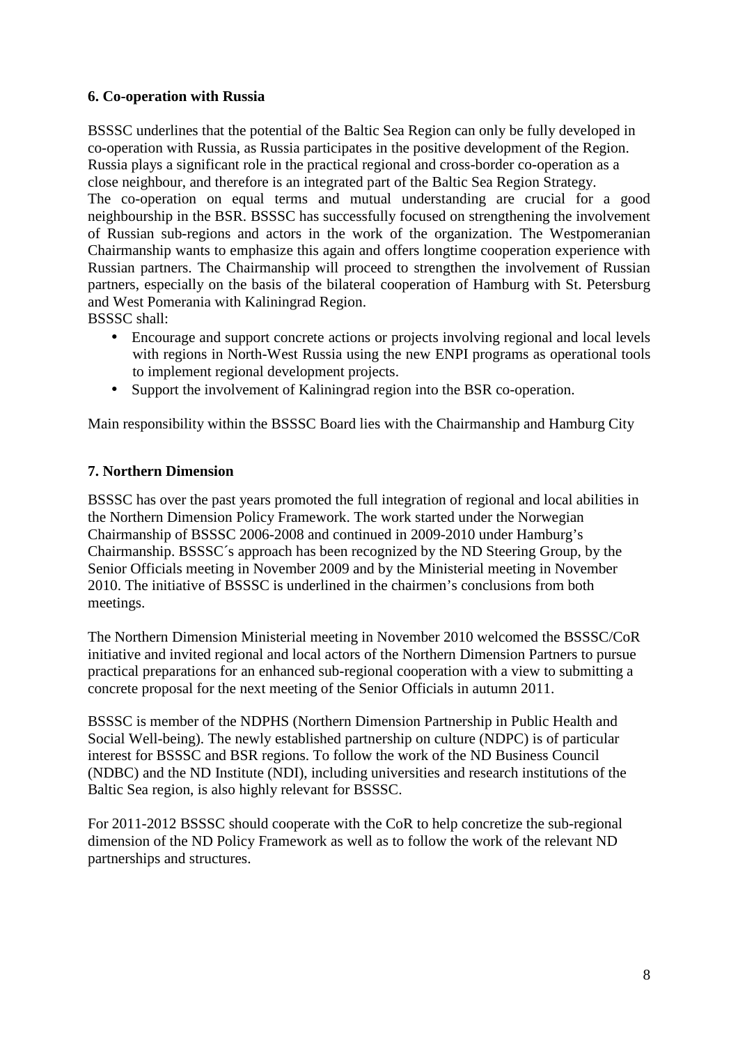**6. Co-operation with Russia**

BSSSC underlines that the potential of the Baltic Sea Region can only be fully developed in co-operation with Russia, as Russia participates in the positive development of the Region. Russia plays a significant role in the practical regional and cross-border co-operation as a close neighbour, and therefore is an integrated part of the Baltic Sea Region Strategy.
The co-operation on equal terms and mutual understanding are crucial for a good neighbourship in the BSR. BSSSC has successfully focused on strengthening the involvement of Russian sub-regions and actors in the work of the organization. The Westpomeranian Chairmanship wants to emphasize this again and offers longtime cooperation experience with Russian partners. The Chairmanship will proceed to strengthen the involvement of Russian partners, especially on the basis of the bilateral cooperation of Hamburg with St. Petersburg and West Pomerania with Kaliningrad Region.
BSSSC shall:

- Encourage and support concrete actions or projects involving regional and local levels with regions in North-West Russia using the new ENPI programs as operational tools to implement regional development projects.
- Support the involvement of Kaliningrad region into the BSR co-operation.

Main responsibility within the BSSSC Board lies with the Chairmanship and Hamburg City

**7. Northern Dimension**

BSSSC has over the past years promoted the full integration of regional and local abilities in the Northern Dimension Policy Framework. The work started under the Norwegian Chairmanship of BSSSC 2006-2008 and continued in 2009-2010 under Hamburg's Chairmanship. BSSSC´s approach has been recognized by the ND Steering Group, by the Senior Officials meeting in November 2009 and by the Ministerial meeting in November 2010. The initiative of BSSSC is underlined in the chairmen's conclusions from both meetings.

The Northern Dimension Ministerial meeting in November 2010 welcomed the BSSSC/CoR initiative and invited regional and local actors of the Northern Dimension Partners to pursue practical preparations for an enhanced sub-regional cooperation with a view to submitting a concrete proposal for the next meeting of the Senior Officials in autumn 2011.

BSSSC is member of the NDPHS (Northern Dimension Partnership in Public Health and Social Well-being). The newly established partnership on culture (NDPC) is of particular interest for BSSSC and BSR regions. To follow the work of the ND Business Council (NDBC) and the ND Institute (NDI), including universities and research institutions of the Baltic Sea region, is also highly relevant for BSSSC.

For 2011-2012 BSSSC should cooperate with the CoR to help concretize the sub-regional dimension of the ND Policy Framework as well as to follow the work of the relevant ND partnerships and structures.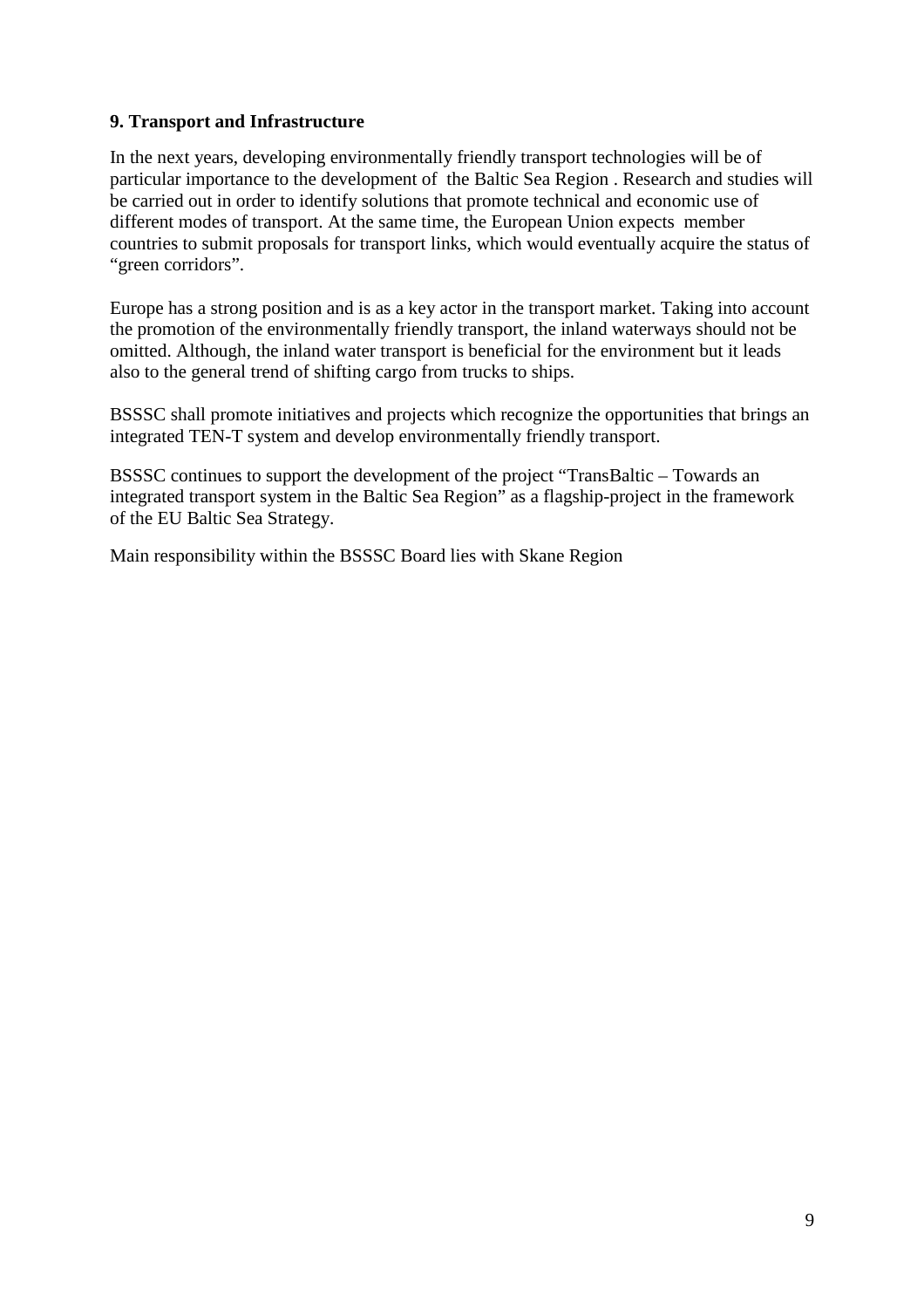**9. Transport and Infrastructure**

In the next years, developing environmentally friendly transport technologies will be of particular importance to the development of the Baltic Sea Region . Research and studies will be carried out in order to identify solutions that promote technical and economic use of different modes of transport. At the same time, the European Union expects member countries to submit proposals for transport links, which would eventually acquire the status of "green corridors".

Europe has a strong position and is as a key actor in the transport market. Taking into account the promotion of the environmentally friendly transport, the inland waterways should not be omitted. Although, the inland water transport is beneficial for the environment but it leads also to the general trend of shifting cargo from trucks to ships.

BSSSC shall promote initiatives and projects which recognize the opportunities that brings an integrated TEN-T system and develop environmentally friendly transport.

BSSSC continues to support the development of the project "TransBaltic – Towards an integrated transport system in the Baltic Sea Region" as a flagship-project in the framework of the EU Baltic Sea Strategy.

Main responsibility within the BSSSC Board lies with Skane Region